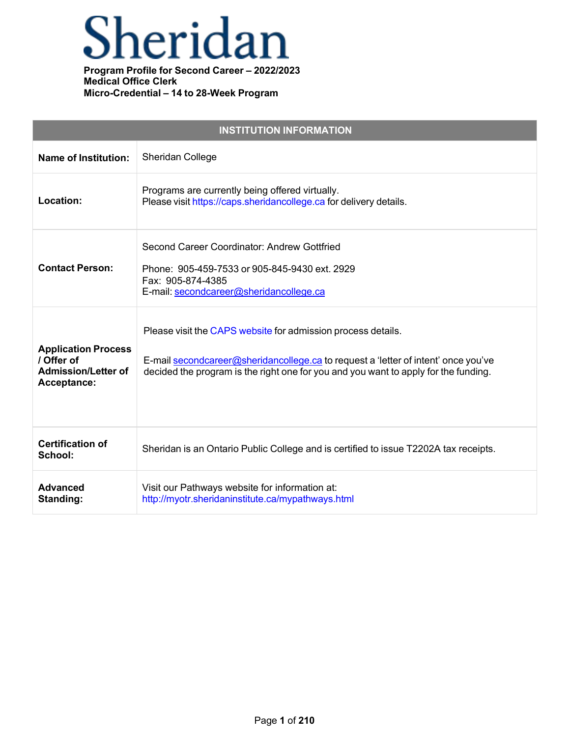# Sheridan

**Program Profile for Second Career – 2022/2023**
**Medical Office Clerk**
**Micro-Credential – 14 to 28-Week Program**

| INSTITUTION INFORMATION | |
|---|---|
| **Name of Institution:** | Sheridan College |
| **Location:** | Programs are currently being offered virtually.<br>Please visit https://caps.sheridancollege.ca for delivery details. |
| **Contact Person:** | Second Career Coordinator: Andrew Gottfried<br><br>Phone: 905-459-7533 or 905-845-9430 ext. 2929<br>Fax: 905-874-4385<br>E-mail: secondcareer@sheridancollege.ca |
| **Application Process / Offer of Admission/Letter of Acceptance:** | Please visit the CAPS website for admission process details.<br><br>E-mail secondcareer@sheridancollege.ca to request a 'letter of intent' once you've decided the program is the right one for you and you want to apply for the funding. |
| **Certification of School:** | Sheridan is an Ontario Public College and is certified to issue T2202A tax receipts. |
| **Advanced Standing:** | Visit our Pathways website for information at:<br>http://myotr.sheridaninstitute.ca/mypathways.html |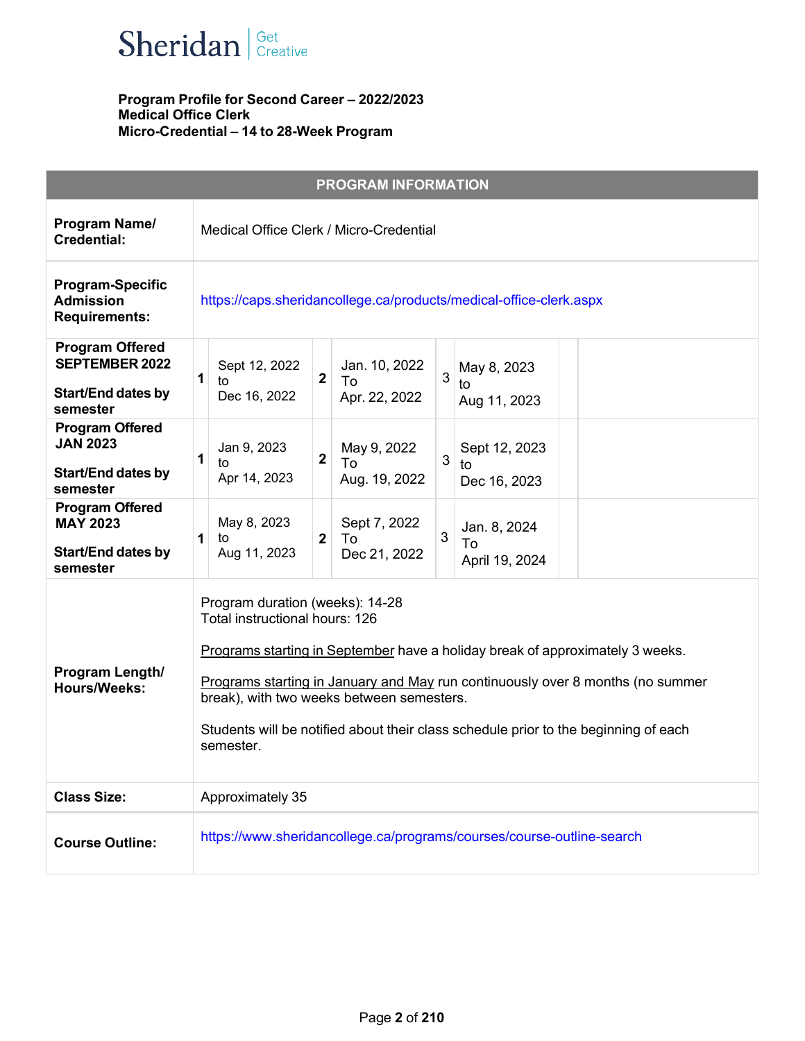Sheridan | Get Creative

**Program Profile for Second Career – 2022/2023**
**Medical Office Clerk**
**Micro-Credential – 14 to 28-Week Program**

| PROGRAM INFORMATION | | | | | | | |
|---|---|---|---|---|---|---|---|
| **Program Name/ Credential:** | Medical Office Clerk / Micro-Credential | | | | | | |
| **Program-Specific Admission Requirements:** | https://caps.sheridancollege.ca/products/medical-office-clerk.aspx | | | | | | |
| **Program Offered SEPTEMBER 2022** **Start/End dates by semester** | **1** | Sept 12, 2022 to Dec 16, 2022 | **2** | Jan. 10, 2022 To Apr. 22, 2022 | 3 | May 8, 2023 to Aug 11, 2023 | |
| **Program Offered JAN 2023** **Start/End dates by semester** | **1** | Jan 9, 2023 to Apr 14, 2023 | **2** | May 9, 2022 To Aug. 19, 2022 | 3 | Sept 12, 2023 to Dec 16, 2023 | |
| **Program Offered MAY 2023** **Start/End dates by semester** | **1** | May 8, 2023 to Aug 11, 2023 | **2** | Sept 7, 2022 To Dec 21, 2022 | 3 | Jan. 8, 2024 To April 19, 2024 | |
| **Program Length/ Hours/Weeks:** | Program duration (weeks): 14-28<br>Total instructional hours: 126<br><br>Programs starting in September have a holiday break of approximately 3 weeks.<br><br>Programs starting in January and May run continuously over 8 months (no summer break), with two weeks between semesters.<br><br>Students will be notified about their class schedule prior to the beginning of each semester. | | | | | | |
| **Class Size:** | Approximately 35 | | | | | | |
| **Course Outline:** | https://www.sheridancollege.ca/programs/courses/course-outline-search | | | | | | |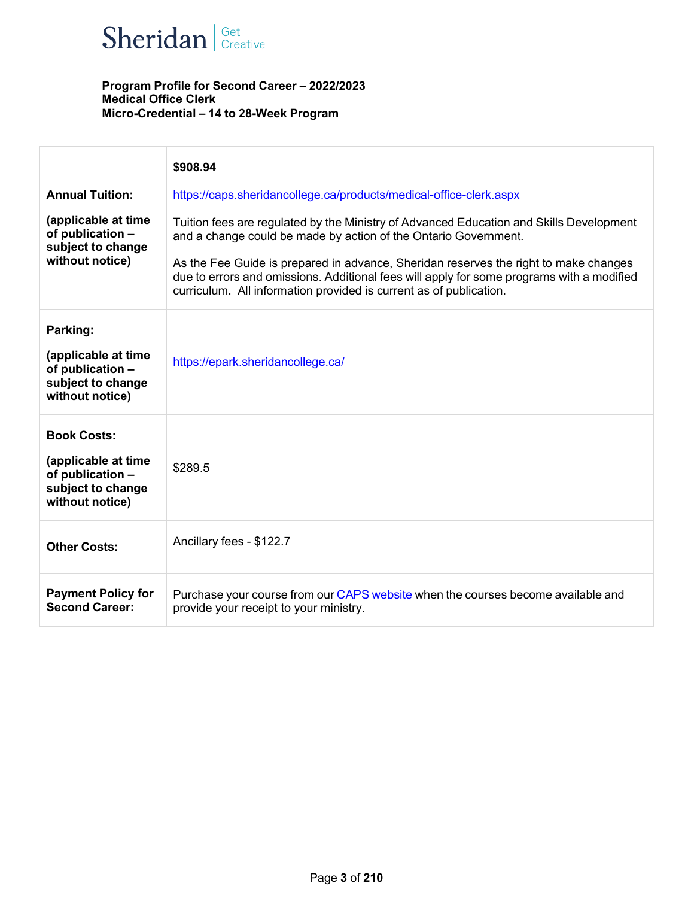Sheridan | Get Creative

**Program Profile for Second Career – 2022/2023**
**Medical Office Clerk**
**Micro-Credential – 14 to 28-Week Program**

| | |
|---|---|
| **Annual Tuition:**<br><br>**(applicable at time of publication – subject to change without notice)** | **$908.94**<br><br>https://caps.sheridancollege.ca/products/medical-office-clerk.aspx<br><br>Tuition fees are regulated by the Ministry of Advanced Education and Skills Development and a change could be made by action of the Ontario Government.<br><br>As the Fee Guide is prepared in advance, Sheridan reserves the right to make changes due to errors and omissions. Additional fees will apply for some programs with a modified curriculum. All information provided is current as of publication. |
| **Parking:**<br><br>**(applicable at time of publication – subject to change without notice)** | https://epark.sheridancollege.ca/ |
| **Book Costs:**<br><br>**(applicable at time of publication – subject to change without notice)** | $289.5 |
| **Other Costs:** | Ancillary fees - $122.7 |
| **Payment Policy for Second Career:** | Purchase your course from our CAPS website when the courses become available and provide your receipt to your ministry. |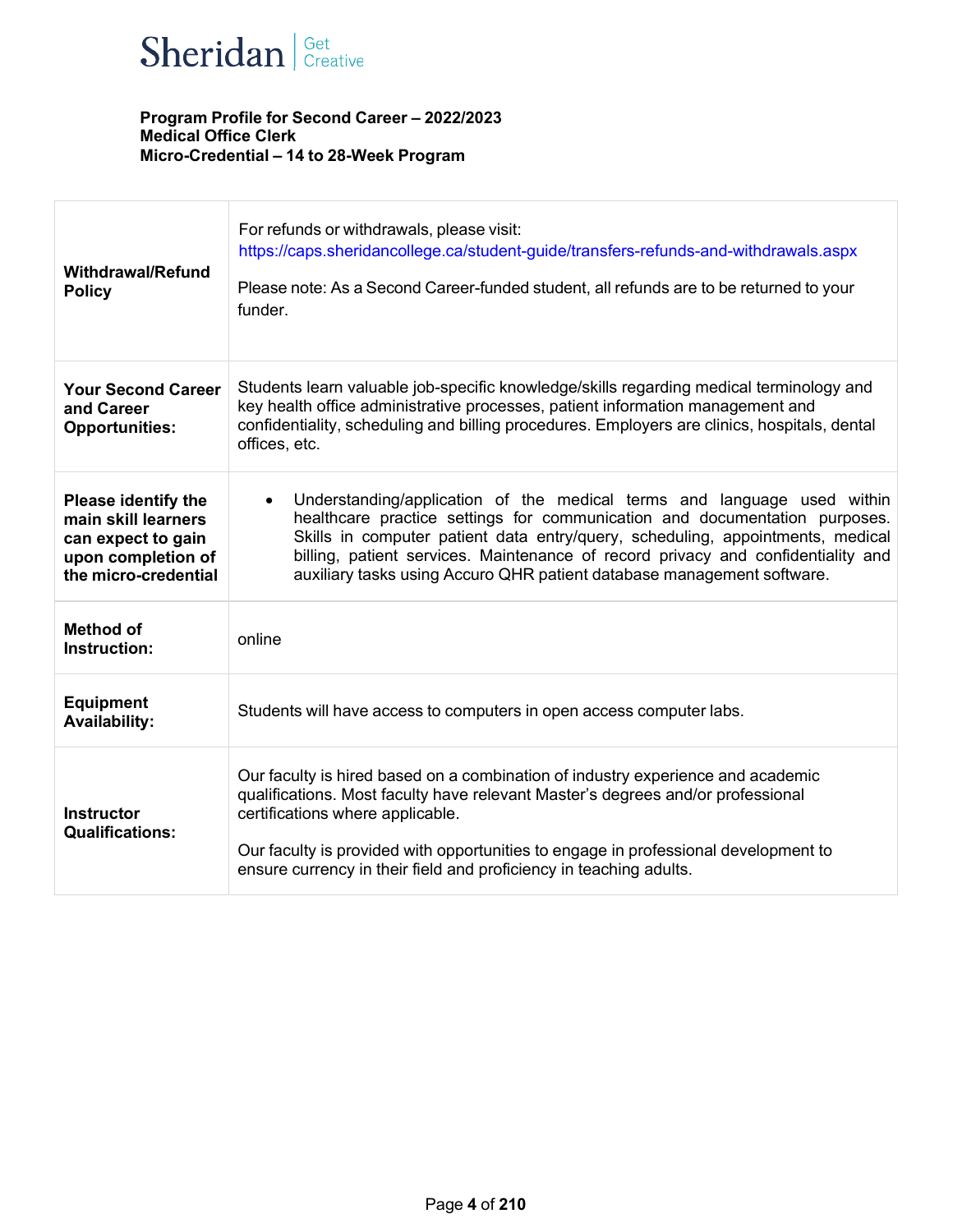Sheridan | Get Creative

**Program Profile for Second Career – 2022/2023**
**Medical Office Clerk**
**Micro-Credential – 14 to 28-Week Program**

| | |
|---|---|
| **Withdrawal/Refund Policy** | For refunds or withdrawals, please visit: https://caps.sheridancollege.ca/student-guide/transfers-refunds-and-withdrawals.aspx<br><br>Please note: As a Second Career-funded student, all refunds are to be returned to your funder. |
| **Your Second Career and Career Opportunities:** | Students learn valuable job-specific knowledge/skills regarding medical terminology and key health office administrative processes, patient information management and confidentiality, scheduling and billing procedures. Employers are clinics, hospitals, dental offices, etc. |
| **Please identify the main skill learners can expect to gain upon completion of the micro-credential** | • Understanding/application of the medical terms and language used within healthcare practice settings for communication and documentation purposes. Skills in computer patient data entry/query, scheduling, appointments, medical billing, patient services. Maintenance of record privacy and confidentiality and auxiliary tasks using Accuro QHR patient database management software. |
| **Method of Instruction:** | online |
| **Equipment Availability:** | Students will have access to computers in open access computer labs. |
| **Instructor Qualifications:** | Our faculty is hired based on a combination of industry experience and academic qualifications. Most faculty have relevant Master's degrees and/or professional certifications where applicable.<br><br>Our faculty is provided with opportunities to engage in professional development to ensure currency in their field and proficiency in teaching adults. |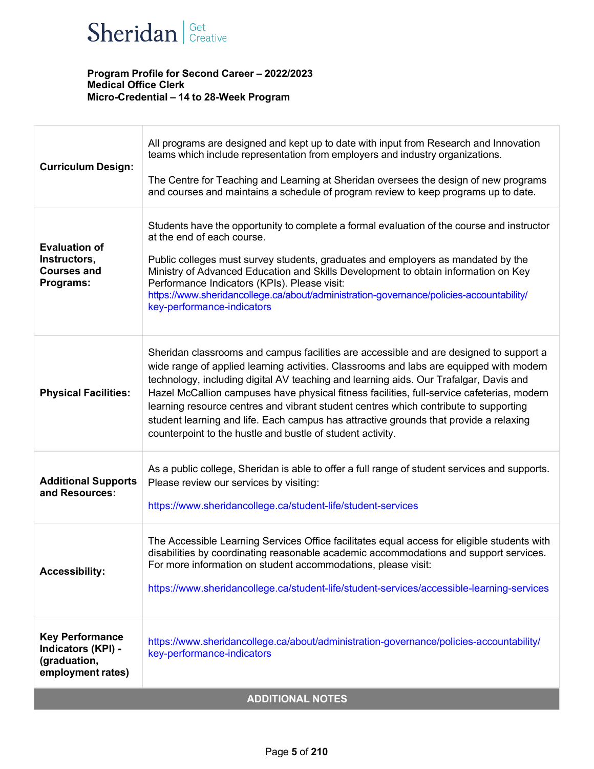**Program Profile for Second Career – 2022/2023**
**Medical Office Clerk**
**Micro-Credential – 14 to 28-Week Program**

| | |
|---|---|
| **Curriculum Design:** | All programs are designed and kept up to date with input from Research and Innovation teams which include representation from employers and industry organizations.<br><br>The Centre for Teaching and Learning at Sheridan oversees the design of new programs and courses and maintains a schedule of program review to keep programs up to date. |
| **Evaluation of Instructors, Courses and Programs:** | Students have the opportunity to complete a formal evaluation of the course and instructor at the end of each course.<br><br>Public colleges must survey students, graduates and employers as mandated by the Ministry of Advanced Education and Skills Development to obtain information on Key Performance Indicators (KPIs). Please visit: https://www.sheridancollege.ca/about/administration-governance/policies-accountability/key-performance-indicators |
| **Physical Facilities:** | Sheridan classrooms and campus facilities are accessible and are designed to support a wide range of applied learning activities. Classrooms and labs are equipped with modern technology, including digital AV teaching and learning aids. Our Trafalgar, Davis and Hazel McCallion campuses have physical fitness facilities, full-service cafeterias, modern learning resource centres and vibrant student centres which contribute to supporting student learning and life. Each campus has attractive grounds that provide a relaxing counterpoint to the hustle and bustle of student activity. |
| **Additional Supports and Resources:** | As a public college, Sheridan is able to offer a full range of student services and supports. Please review our services by visiting:<br><br>https://www.sheridancollege.ca/student-life/student-services |
| **Accessibility:** | The Accessible Learning Services Office facilitates equal access for eligible students with disabilities by coordinating reasonable academic accommodations and support services. For more information on student accommodations, please visit:<br><br>https://www.sheridancollege.ca/student-life/student-services/accessible-learning-services |
| **Key Performance Indicators (KPI) - (graduation, employment rates)** | https://www.sheridancollege.ca/about/administration-governance/policies-accountability/key-performance-indicators |

**ADDITIONAL NOTES**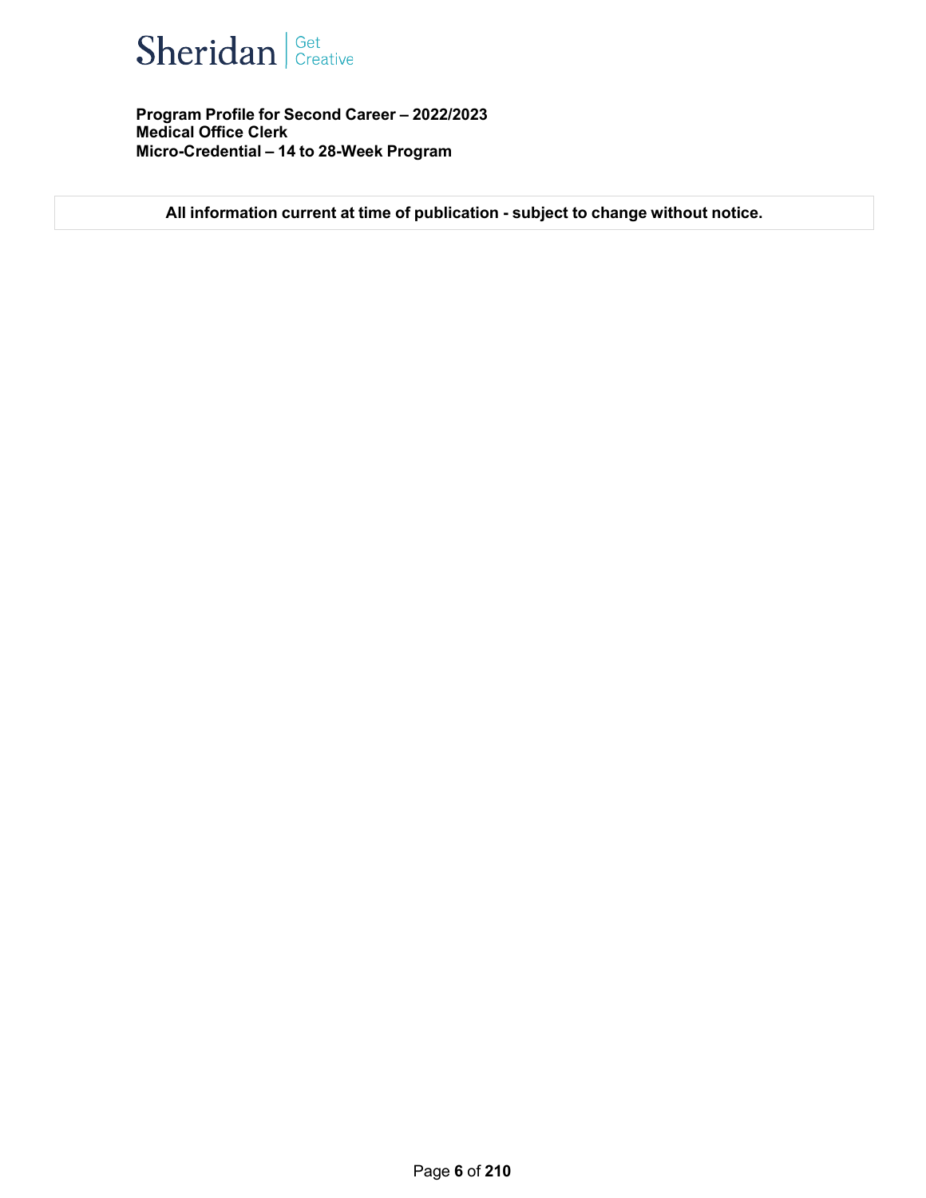**Program Profile for Second Career – 2022/2023**
**Medical Office Clerk**
**Micro-Credential – 14 to 28-Week Program**

**All information current at time of publication - subject to change without notice.**